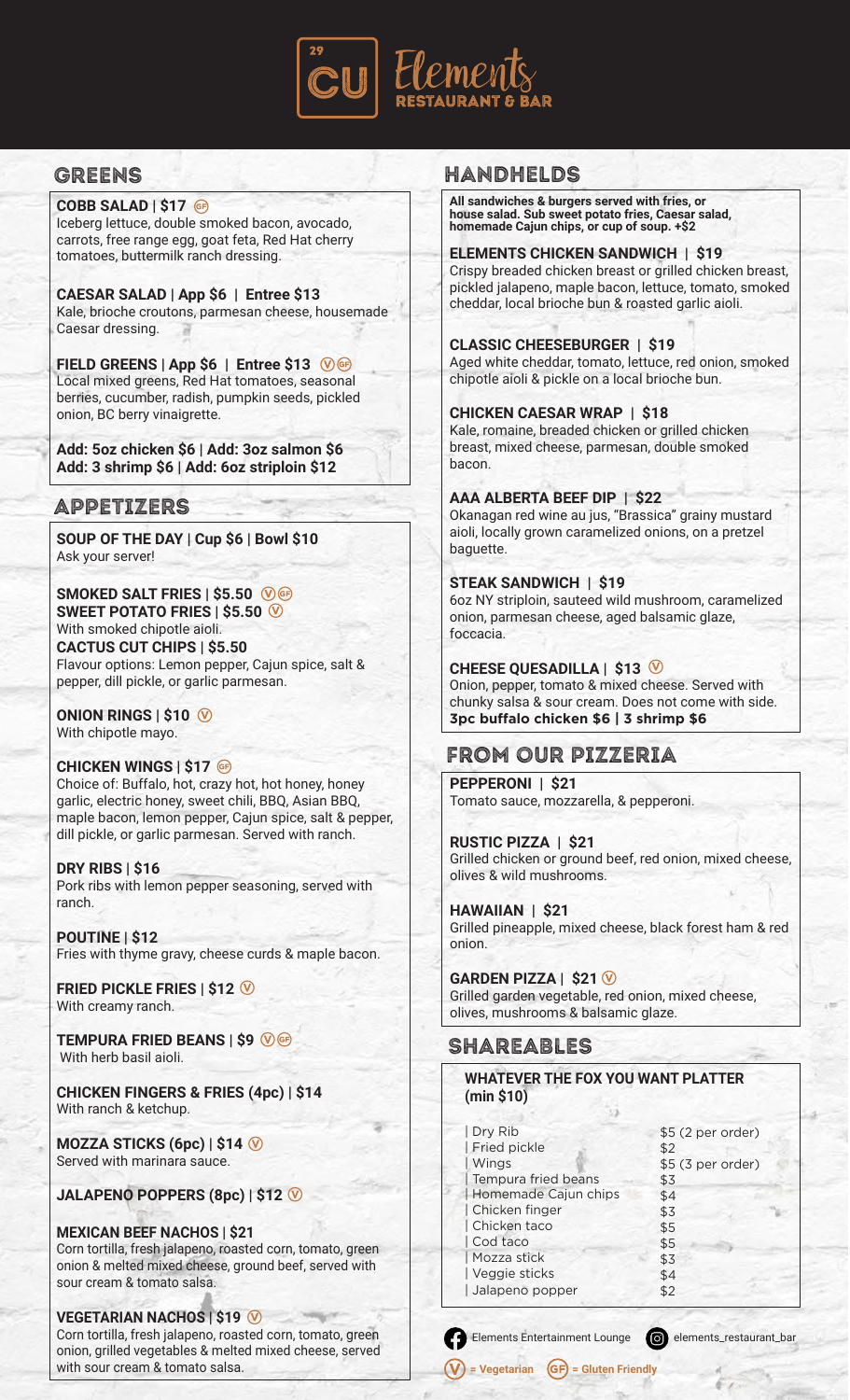# 29 CU Elements RESTAURANT & BAR

## GREENS

**COBB SALAD | $17** (GF)
Iceberg lettuce, double smoked bacon, avocado, carrots, free range egg, goat feta, Red Hat cherry tomatoes, buttermilk ranch dressing.

**CAESAR SALAD | App $6 | Entree $13**
Kale, brioche croutons, parmesan cheese, housemade Caesar dressing.

**FIELD GREENS | App $6 | Entree $13** (V) (GF)
Local mixed greens, Red Hat tomatoes, seasonal berries, cucumber, radish, pumpkin seeds, pickled onion, BC berry vinaigrette.

**Add: 5oz chicken $6 | Add: 3oz salmon $6**
**Add: 3 shrimp $6 | Add: 6oz striploin $12**

## APPETIZERS

**SOUP OF THE DAY | Cup $6 | Bowl $10**
Ask your server!

**SMOKED SALT FRIES | $5.50** (V) (GF)
**SWEET POTATO FRIES | $5.50** (V)
With smoked chipotle aioli.
**CACTUS CUT CHIPS | $5.50**
Flavour options: Lemon pepper, Cajun spice, salt & pepper, dill pickle, or garlic parmesan.

**ONION RINGS | $10** (V)
With chipotle mayo.

**CHICKEN WINGS | $17** (GF)
Choice of: Buffalo, hot, crazy hot, hot honey, honey garlic, electric honey, sweet chili, BBQ, Asian BBQ, maple bacon, lemon pepper, Cajun spice, salt & pepper, dill pickle, or garlic parmesan. Served with ranch.

**DRY RIBS | $16**
Pork ribs with lemon pepper seasoning, served with ranch.

**POUTINE | $12**
Fries with thyme gravy, cheese curds & maple bacon.

**FRIED PICKLE FRIES | $12** (V)
With creamy ranch.

**TEMPURA FRIED BEANS | $9** (V) (GF)
With herb basil aioli.

**CHICKEN FINGERS & FRIES (4pc) | $14**
With ranch & ketchup.

**MOZZA STICKS (6pc) | $14** (V)
Served with marinara sauce.

**JALAPENO POPPERS (8pc) | $12** (V)

**MEXICAN BEEF NACHOS | $21**
Corn tortilla, fresh jalapeno, roasted corn, tomato, green onion & melted mixed cheese, ground beef, served with sour cream & tomato salsa.

**VEGETARIAN NACHOS | $19** (V)
Corn tortilla, fresh jalapeno, roasted corn, tomato, green onion, grilled vegetables & melted mixed cheese, served with sour cream & tomato salsa.

## HANDHELDS

**All sandwiches & burgers served with fries, or house salad. Sub sweet potato fries, Caesar salad, homemade Cajun chips, or cup of soup. +$2**

**ELEMENTS CHICKEN SANDWICH | $19**
Crispy breaded chicken breast or grilled chicken breast, pickled jalapeno, maple bacon, lettuce, tomato, smoked cheddar, local brioche bun & roasted garlic aioli.

**CLASSIC CHEESEBURGER | $19**
Aged white cheddar, tomato, lettuce, red onion, smoked chipotle aioli & pickle on a local brioche bun.

**CHICKEN CAESAR WRAP | $18**
Kale, romaine, breaded chicken or grilled chicken breast, mixed cheese, parmesan, double smoked bacon.

**AAA ALBERTA BEEF DIP | $22**
Okanagan red wine au jus, "Brassica" grainy mustard aioli, locally grown caramelized onions, on a pretzel baguette.

**STEAK SANDWICH | $19**
6oz NY striploin, sauteed wild mushroom, caramelized onion, parmesan cheese, aged balsamic glaze, foccacia.

**CHEESE QUESADILLA | $13** (V)
Onion, pepper, tomato & mixed cheese. Served with chunky salsa & sour cream. Does not come with side.
**3pc buffalo chicken $6 | 3 shrimp $6**

## FROM OUR PIZZERIA

**PEPPERONI | $21**
Tomato sauce, mozzarella, & pepperoni.

**RUSTIC PIZZA | $21**
Grilled chicken or ground beef, red onion, mixed cheese, olives & wild mushrooms.

**HAWAIIAN | $21**
Grilled pineapple, mixed cheese, black forest ham & red onion.

**GARDEN PIZZA | $21** (V)
Grilled garden vegetable, red onion, mixed cheese, olives, mushrooms & balsamic glaze.

## SHAREABLES

**WHATEVER THE FOX YOU WANT PLATTER (min $10)**

| Item | Price |
|---|---|
| Dry Rib | $5 (2 per order) |
| Fried pickle | $2 |
| Wings | $5 (3 per order) |
| Tempura fried beans | $3 |
| Homemade Cajun chips | $4 |
| Chicken finger | $3 |
| Chicken taco | $5 |
| Cod taco | $5 |
| Mozza stick | $3 |
| Veggie sticks | $4 |
| Jalapeno popper | $2 |

Elements Entertainment Lounge | elements_restaurant_bar

(V) = Vegetarian (GF) = Gluten Friendly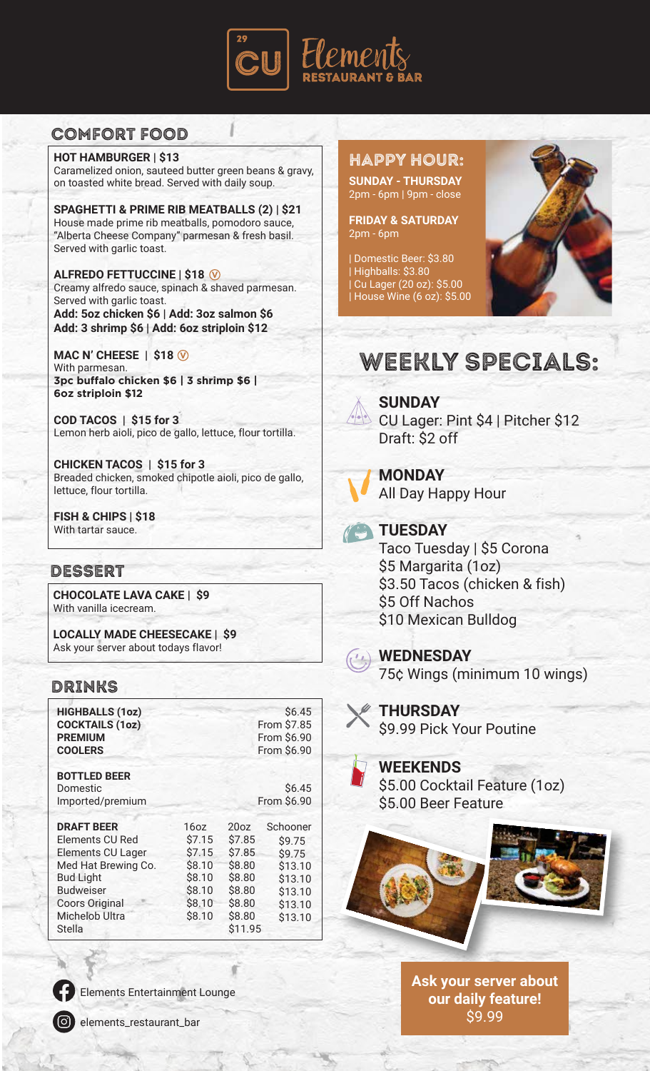# 29 CU Elements RESTAURANT & BAR

## COMFORT FOOD

**HOT HAMBURGER | $13**
Caramelized onion, sauteed butter green beans & gravy, on toasted white bread. Served with daily soup.

**SPAGHETTI & PRIME RIB MEATBALLS (2) | $21**
House made prime rib meatballs, pomodoro sauce, "Alberta Cheese Company" parmesan & fresh basil. Served with garlic toast.

**ALFREDO FETTUCCINE | $18** Ⓥ
Creamy alfredo sauce, spinach & shaved parmesan. Served with garlic toast.
**Add: 5oz chicken $6 | Add: 3oz salmon $6**
**Add: 3 shrimp $6 | Add: 6oz striploin $12**

**MAC N' CHEESE | $18** Ⓥ
With parmesan.
**3pc buffalo chicken $6 | 3 shrimp $6 | 6oz striploin $12**

**COD TACOS | $15 for 3**
Lemon herb aioli, pico de gallo, lettuce, flour tortilla.

**CHICKEN TACOS | $15 for 3**
Breaded chicken, smoked chipotle aioli, pico de gallo, lettuce, flour tortilla.

**FISH & CHIPS | $18**
With tartar sauce.

## DESSERT

**CHOCOLATE LAVA CAKE | $9**
With vanilla icecream.

**LOCALLY MADE CHEESECAKE | $9**
Ask your server about todays flavor!

## DRINKS

| | |
|---|---|
| **HIGHBALLS (1oz)** | $6.45 |
| **COCKTAILS (1oz)** | From $7.85 |
| **PREMIUM** | From $6.90 |
| **COOLERS** | From $6.90 |

**BOTTLED BEER**

| | |
|---|---|
| Domestic | $6.45 |
| Imported/premium | From $6.90 |

| **DRAFT BEER** | 16oz | 20oz | Schooner |
|---|---|---|---|
| Elements CU Red | $7.15 | $7.85 | $9.75 |
| Elements CU Lager | $7.15 | $7.85 | $9.75 |
| Med Hat Brewing Co. | $8.10 | $8.80 | $13.10 |
| Bud Light | $8.10 | $8.80 | $13.10 |
| Budweiser | $8.10 | $8.80 | $13.10 |
| Coors Original | $8.10 | $8.80 | $13.10 |
| Michelob Ultra | $8.10 | $8.80 | $13.10 |
| Stella | | $11.95 | |

Elements Entertainment Lounge

elements_restaurant_bar

## HAPPY HOUR:

**SUNDAY - THURSDAY**
2pm - 6pm | 9pm - close

**FRIDAY & SATURDAY**
2pm - 6pm

| Domestic Beer: $3.80
| Highballs: $3.80
| Cu Lager (20 oz): $5.00
| House Wine (6 oz): $5.00

## WEEKLY SPECIALS:

**SUNDAY**
CU Lager: Pint $4 | Pitcher $12
Draft: $2 off

**MONDAY**
All Day Happy Hour

**TUESDAY**
Taco Tuesday | $5 Corona
$5 Margarita (1oz)
$3.50 Tacos (chicken & fish)
$5 Off Nachos
$10 Mexican Bulldog

**WEDNESDAY**
75¢ Wings (minimum 10 wings)

**THURSDAY**
$9.99 Pick Your Poutine

**WEEKENDS**
$5.00 Cocktail Feature (1oz)
$5.00 Beer Feature

**Ask your server about our daily feature!**
$9.99